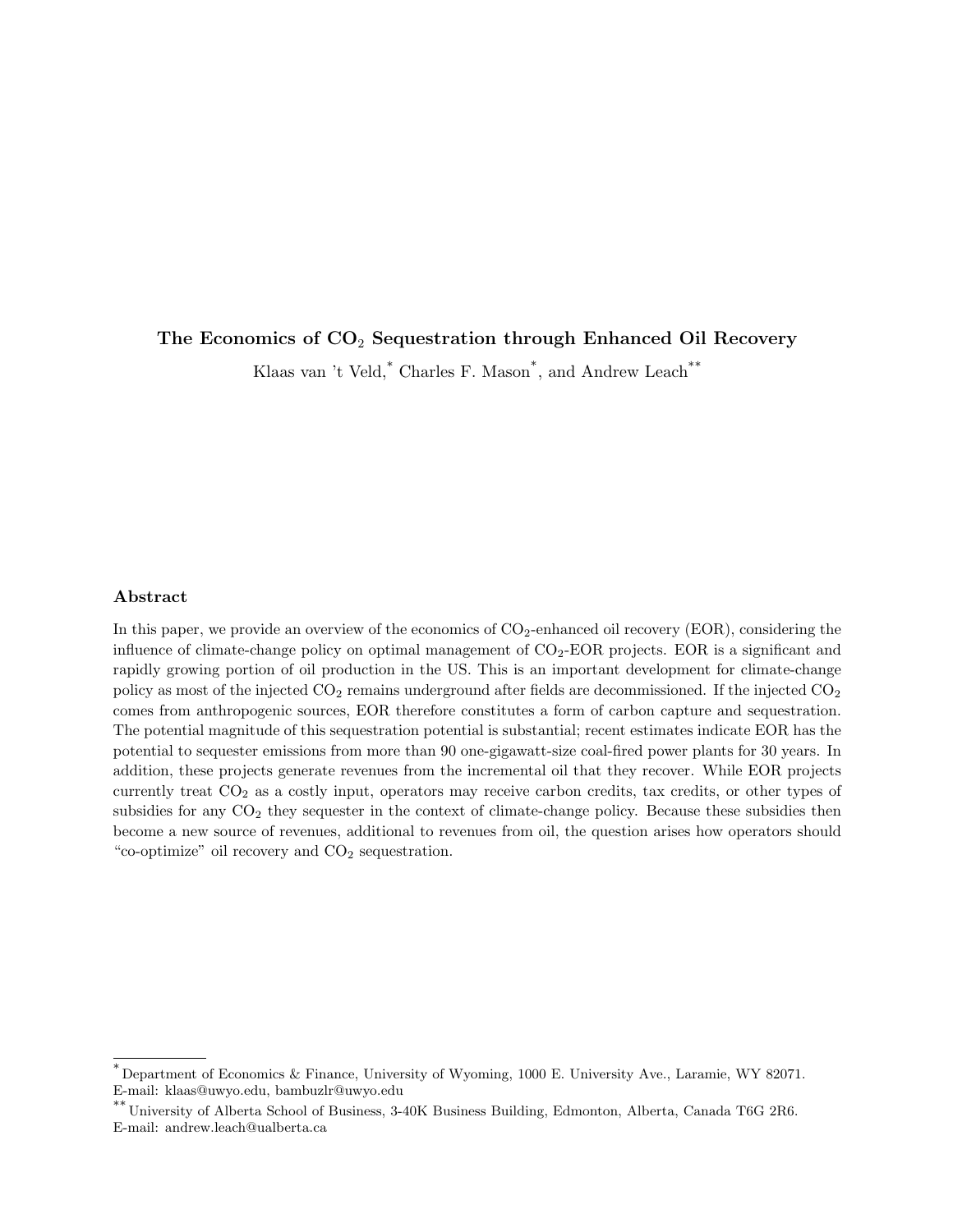# The Economics of $CO_2$ Sequestration through Enhanced Oil Recovery

Klaas van 't Veld,[*] Charles F. Mason[*], and Andrew Leach[**]

## Abstract

In this paper, we provide an overview of the economics of $CO_2$-enhanced oil recovery (EOR), considering the influence of climate-change policy on optimal management of $CO_2$-EOR projects. EOR is a significant and rapidly growing portion of oil production in the US. This is an important development for climate-change policy as most of the injected $CO_2$ remains underground after fields are decommissioned. If the injected $CO_2$ comes from anthropogenic sources, EOR therefore constitutes a form of carbon capture and sequestration. The potential magnitude of this sequestration potential is substantial; recent estimates indicate EOR has the potential to sequester emissions from more than 90 one-gigawatt-size coal-fired power plants for 30 years. In addition, these projects generate revenues from the incremental oil that they recover. While EOR projects currently treat $CO_2$ as a costly input, operators may receive carbon credits, tax credits, or other types of subsidies for any $CO_2$ they sequester in the context of climate-change policy. Because these subsidies then become a new source of revenues, additional to revenues from oil, the question arises how operators should "co-optimize" oil recovery and $CO_2$ sequestration.

---

[*] Department of Economics & Finance, University of Wyoming, 1000 E. University Ave., Laramie, WY 82071. E-mail: klaas@uwyo.edu, bambuzlr@uwyo.edu

[**] University of Alberta School of Business, 3-40K Business Building, Edmonton, Alberta, Canada T6G 2R6. E-mail: andrew.leach@ualberta.ca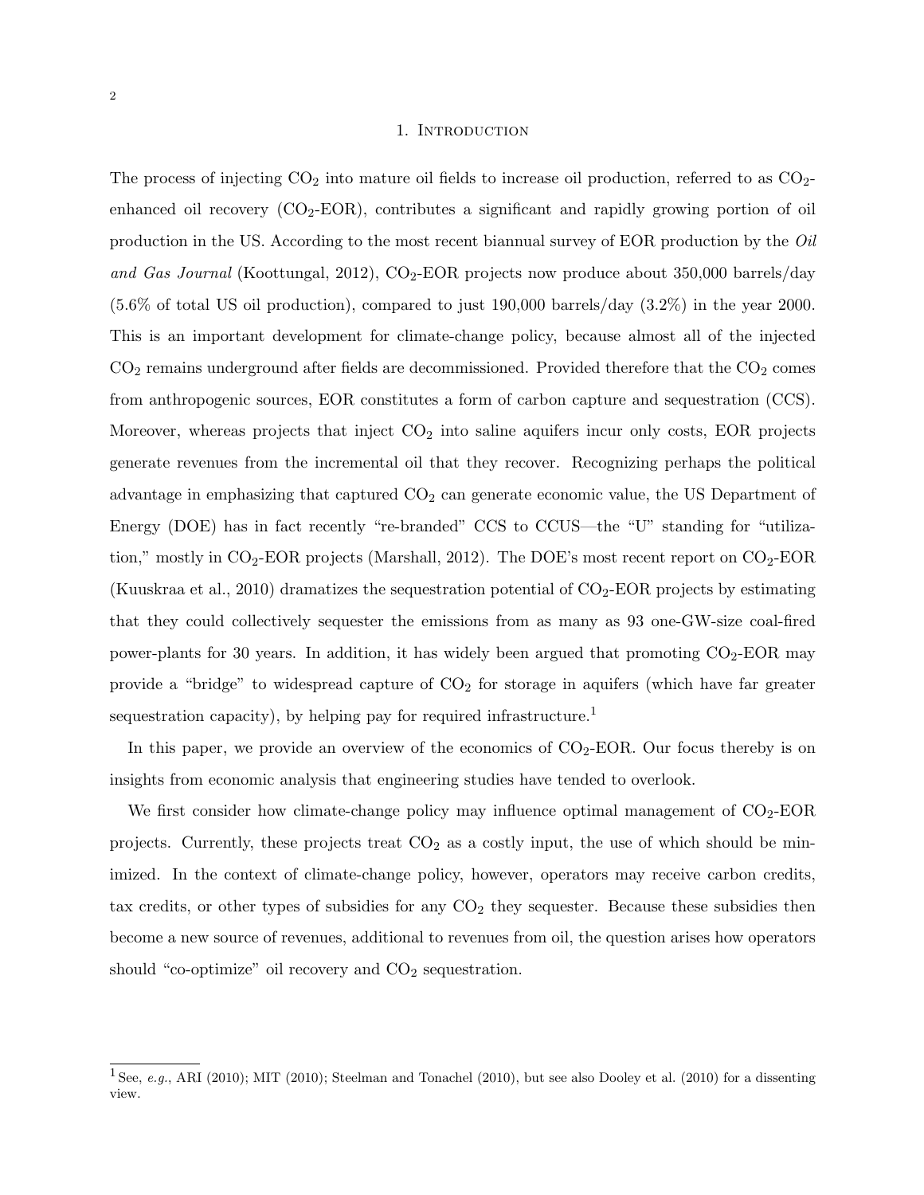# 1. Introduction

The process of injecting $CO_2$ into mature oil fields to increase oil production, referred to as $CO_2$-enhanced oil recovery ($CO_2$-EOR), contributes a significant and rapidly growing portion of oil production in the US. According to the most recent biannual survey of EOR production by the *Oil and Gas Journal* (Koottungal, 2012), $CO_2$-EOR projects now produce about 350,000 barrels/day (5.6% of total US oil production), compared to just 190,000 barrels/day (3.2%) in the year 2000. This is an important development for climate-change policy, because almost all of the injected $CO_2$ remains underground after fields are decommissioned. Provided therefore that the $CO_2$ comes from anthropogenic sources, EOR constitutes a form of carbon capture and sequestration (CCS). Moreover, whereas projects that inject $CO_2$ into saline aquifers incur only costs, EOR projects generate revenues from the incremental oil that they recover. Recognizing perhaps the political advantage in emphasizing that captured $CO_2$ can generate economic value, the US Department of Energy (DOE) has in fact recently "re-branded" CCS to CCUS—the "U" standing for "utilization," mostly in $CO_2$-EOR projects (Marshall, 2012). The DOE's most recent report on $CO_2$-EOR (Kuuskraa et al., 2010) dramatizes the sequestration potential of $CO_2$-EOR projects by estimating that they could collectively sequester the emissions from as many as 93 one-GW-size coal-fired power-plants for 30 years. In addition, it has widely been argued that promoting $CO_2$-EOR may provide a "bridge" to widespread capture of $CO_2$ for storage in aquifers (which have far greater sequestration capacity), by helping pay for required infrastructure.[1]

In this paper, we provide an overview of the economics of $CO_2$-EOR. Our focus thereby is on insights from economic analysis that engineering studies have tended to overlook.

We first consider how climate-change policy may influence optimal management of $CO_2$-EOR projects. Currently, these projects treat $CO_2$ as a costly input, the use of which should be minimized. In the context of climate-change policy, however, operators may receive carbon credits, tax credits, or other types of subsidies for any $CO_2$ they sequester. Because these subsidies then become a new source of revenues, additional to revenues from oil, the question arises how operators should "co-optimize" oil recovery and $CO_2$ sequestration.

[1] See, *e.g.*, ARI (2010); MIT (2010); Steelman and Tonachel (2010), but see also Dooley et al. (2010) for a dissenting view.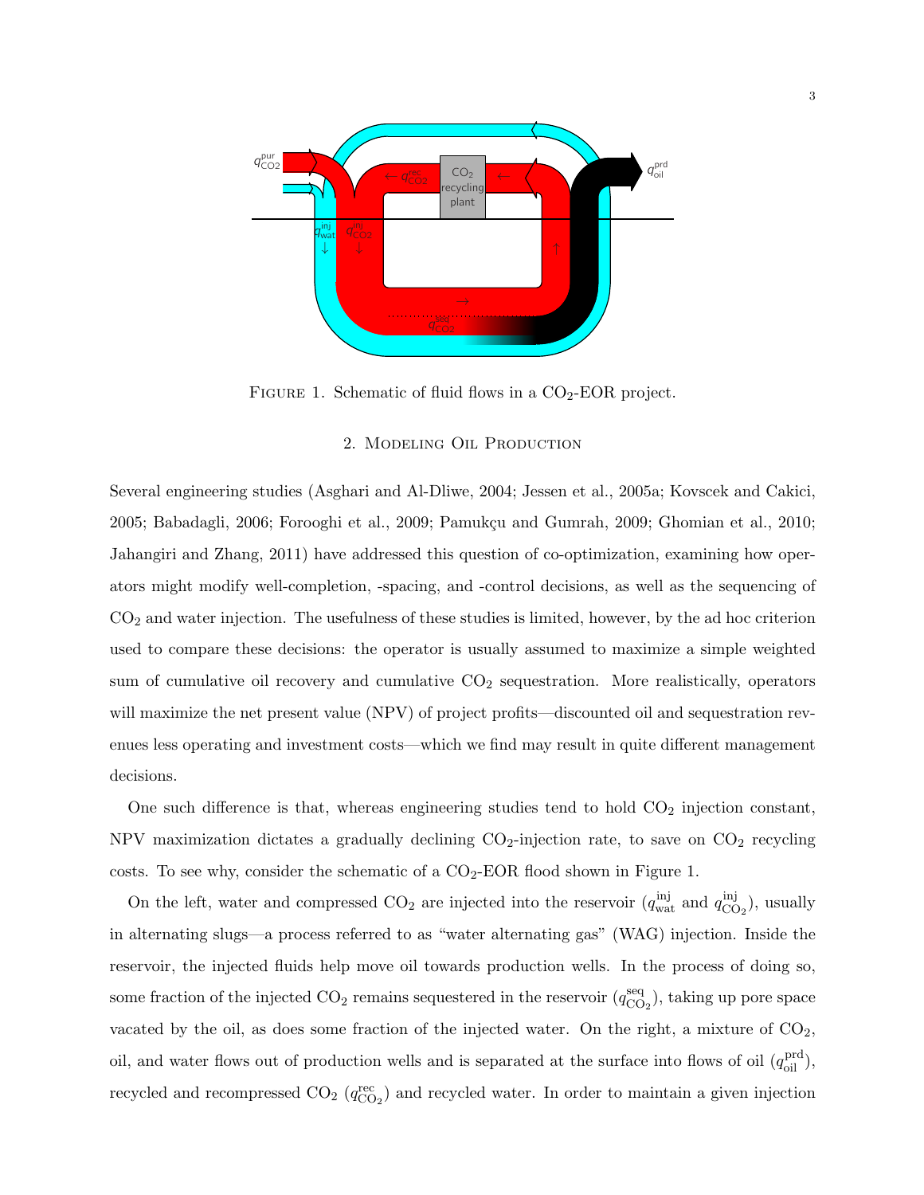FIGURE 1. Schematic of fluid flows in a $CO_2$-EOR project.

## 2. Modeling Oil Production

Several engineering studies (Asghari and Al-Dliwe, 2004; Jessen et al., 2005a; Kovscek and Cakici, 2005; Babadagli, 2006; Forooghi et al., 2009; Pamukçu and Gumrah, 2009; Ghomian et al., 2010; Jahangiri and Zhang, 2011) have addressed this question of co-optimization, examining how operators might modify well-completion, -spacing, and -control decisions, as well as the sequencing of $CO_2$ and water injection. The usefulness of these studies is limited, however, by the ad hoc criterion used to compare these decisions: the operator is usually assumed to maximize a simple weighted sum of cumulative oil recovery and cumulative $CO_2$ sequestration. More realistically, operators will maximize the net present value (NPV) of project profits—discounted oil and sequestration revenues less operating and investment costs—which we find may result in quite different management decisions.

One such difference is that, whereas engineering studies tend to hold $CO_2$ injection constant, NPV maximization dictates a gradually declining $CO_2$-injection rate, to save on $CO_2$ recycling costs. To see why, consider the schematic of a $CO_2$-EOR flood shown in Figure 1.

On the left, water and compressed $CO_2$ are injected into the reservoir ($q_{\text{wat}}^{\text{inj}}$ and $q_{\text{CO}_2}^{\text{inj}}$), usually in alternating slugs—a process referred to as "water alternating gas" (WAG) injection. Inside the reservoir, the injected fluids help move oil towards production wells. In the process of doing so, some fraction of the injected $CO_2$ remains sequestered in the reservoir ($q_{\text{CO}_2}^{\text{seq}}$), taking up pore space vacated by the oil, as does some fraction of the injected water. On the right, a mixture of $CO_2$, oil, and water flows out of production wells and is separated at the surface into flows of oil ($q_{\text{oil}}^{\text{prd}}$), recycled and recompressed $CO_2$ ($q_{\text{CO}_2}^{\text{rec}}$) and recycled water. In order to maintain a given injection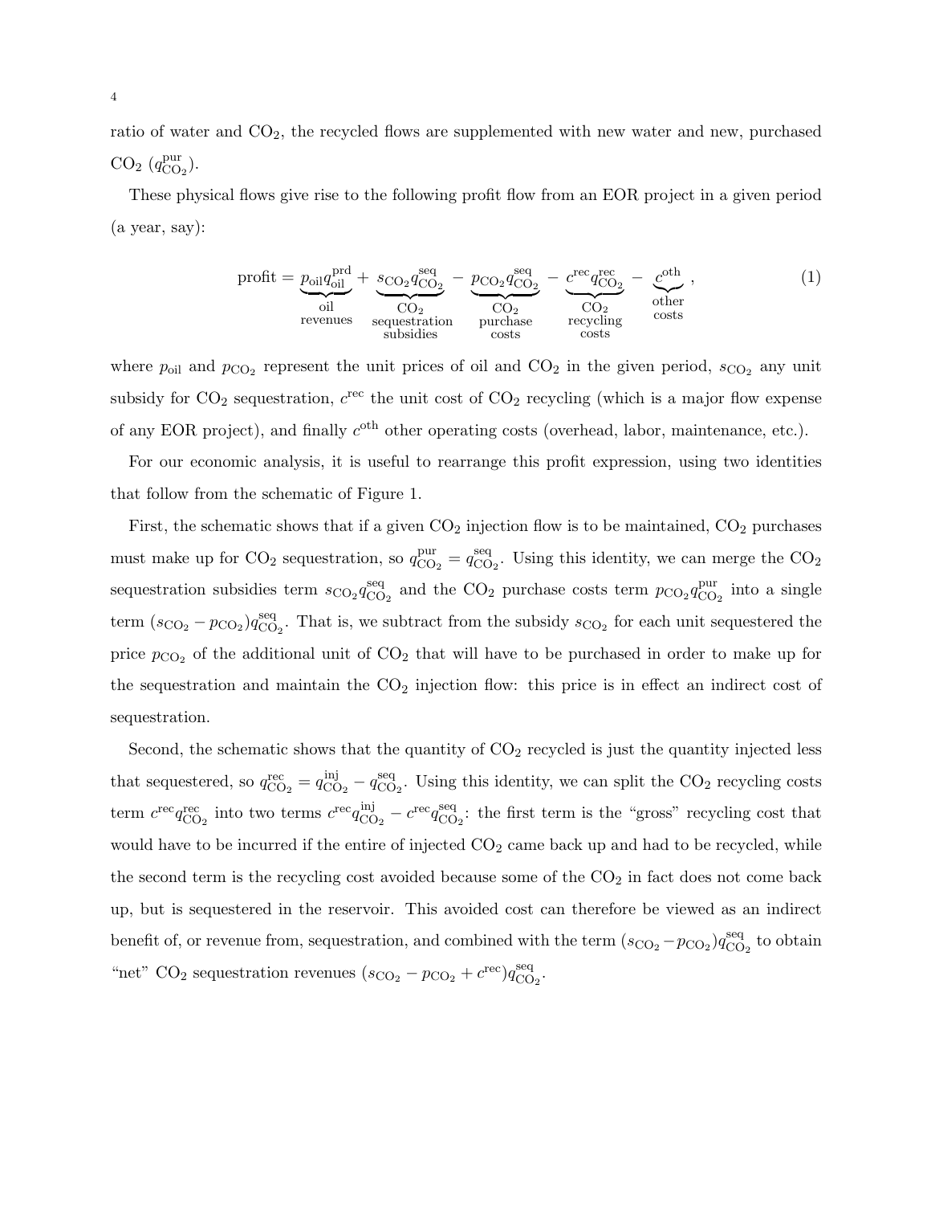ratio of water and $CO_2$, the recycled flows are supplemented with new water and new, purchased $CO_2$ ($q^{\text{pur}}_{\text{CO}_2}$).

These physical flows give rise to the following profit flow from an EOR project in a given period (a year, say):

$$\text{profit} = \underbrace{p_{\text{oil}} q^{\text{prd}}_{\text{oil}}}_{\substack{\text{oil} \\ \text{revenues}}} + \underbrace{s_{\text{CO}_2} q^{\text{seq}}_{\text{CO}_2}}_{\substack{\text{CO}_2 \\ \text{sequestration} \\ \text{subsidies}}} - \underbrace{p_{\text{CO}_2} q^{\text{seq}}_{\text{CO}_2}}_{\substack{\text{CO}_2 \\ \text{purchase} \\ \text{costs}}} - \underbrace{c^{\text{rec}} q^{\text{rec}}_{\text{CO}_2}}_{\substack{\text{CO}_2 \\ \text{recycling} \\ \text{costs}}} - \underbrace{c^{\text{oth}}}_{\substack{\text{other} \\ \text{costs}}}, \tag{1}$$

where $p_{\text{oil}}$ and $p_{\text{CO}_2}$ represent the unit prices of oil and $CO_2$ in the given period, $s_{\text{CO}_2}$ any unit subsidy for $CO_2$ sequestration, $c^{\text{rec}}$ the unit cost of $CO_2$ recycling (which is a major flow expense of any EOR project), and finally $c^{\text{oth}}$ other operating costs (overhead, labor, maintenance, etc.).

For our economic analysis, it is useful to rearrange this profit expression, using two identities that follow from the schematic of Figure 1.

First, the schematic shows that if a given $CO_2$ injection flow is to be maintained, $CO_2$ purchases must make up for $CO_2$ sequestration, so $q^{\text{pur}}_{\text{CO}_2} = q^{\text{seq}}_{\text{CO}_2}$. Using this identity, we can merge the $CO_2$ sequestration subsidies term $s_{\text{CO}_2} q^{\text{seq}}_{\text{CO}_2}$ and the $CO_2$ purchase costs term $p_{\text{CO}_2} q^{\text{pur}}_{\text{CO}_2}$ into a single term $(s_{\text{CO}_2} - p_{\text{CO}_2}) q^{\text{seq}}_{\text{CO}_2}$. That is, we subtract from the subsidy $s_{\text{CO}_2}$ for each unit sequestered the price $p_{\text{CO}_2}$ of the additional unit of $CO_2$ that will have to be purchased in order to make up for the sequestration and maintain the $CO_2$ injection flow: this price is in effect an indirect cost of sequestration.

Second, the schematic shows that the quantity of $CO_2$ recycled is just the quantity injected less that sequestered, so $q^{\text{rec}}_{\text{CO}_2} = q^{\text{inj}}_{\text{CO}_2} - q^{\text{seq}}_{\text{CO}_2}$. Using this identity, we can split the $CO_2$ recycling costs term $c^{\text{rec}} q^{\text{rec}}_{\text{CO}_2}$ into two terms $c^{\text{rec}} q^{\text{inj}}_{\text{CO}_2} - c^{\text{rec}} q^{\text{seq}}_{\text{CO}_2}$: the first term is the "gross" recycling cost that would have to be incurred if the entire of injected $CO_2$ came back up and had to be recycled, while the second term is the recycling cost avoided because some of the $CO_2$ in fact does not come back up, but is sequestered in the reservoir. This avoided cost can therefore be viewed as an indirect benefit of, or revenue from, sequestration, and combined with the term $(s_{\text{CO}_2} - p_{\text{CO}_2}) q^{\text{seq}}_{\text{CO}_2}$ to obtain "net" $CO_2$ sequestration revenues $(s_{\text{CO}_2} - p_{\text{CO}_2} + c^{\text{rec}}) q^{\text{seq}}_{\text{CO}_2}$.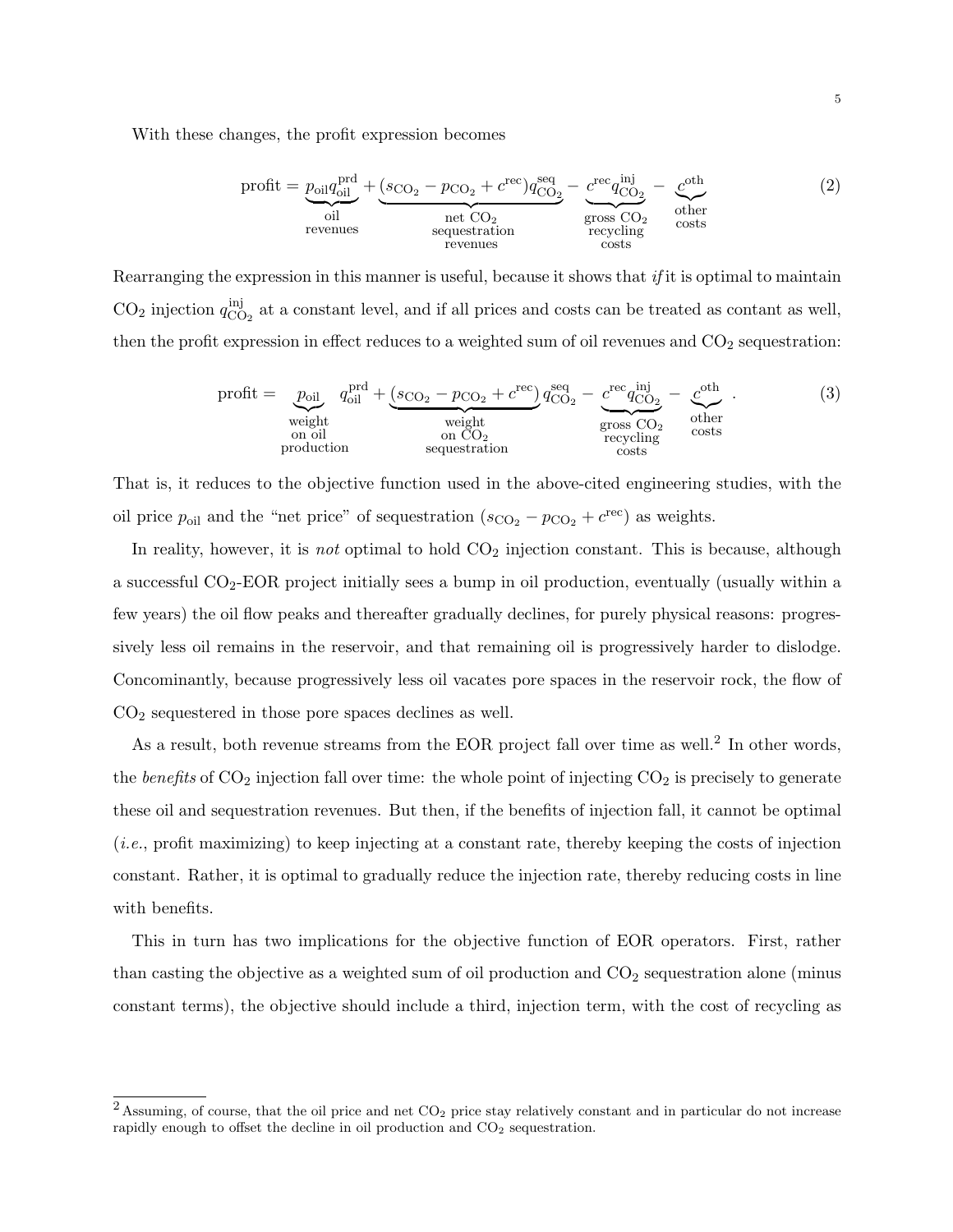With these changes, the profit expression becomes

$$\text{profit} = \underbrace{p_{\text{oil}} q_{\text{oil}}^{\text{prd}}}_{\substack{\text{oil} \\ \text{revenues}}} + \underbrace{(s_{\text{CO}_2} - p_{\text{CO}_2} + c^{\text{rec}}) q_{\text{CO}_2}^{\text{seq}}}_{\substack{\text{net CO}_2 \\ \text{sequestration} \\ \text{revenues}}} - \underbrace{c^{\text{rec}} q_{\text{CO}_2}^{\text{inj}}}_{\substack{\text{gross CO}_2 \\ \text{recycling} \\ \text{costs}}} - \underbrace{c^{\text{oth}}}_{\substack{\text{other} \\ \text{costs}}} \tag{2}$$

Rearranging the expression in this manner is useful, because it shows that *if* it is optimal to maintain $CO_2$ injection $q_{\text{CO}_2}^{\text{inj}}$ at a constant level, and if all prices and costs can be treated as contant as well, then the profit expression in effect reduces to a weighted sum of oil revenues and $CO_2$ sequestration:

$$\text{profit} = \underbrace{p_{\text{oil}}}_{\substack{\text{weight} \\ \text{on oil} \\ \text{production}}} q_{\text{oil}}^{\text{prd}} + \underbrace{(s_{\text{CO}_2} - p_{\text{CO}_2} + c^{\text{rec}})}_{\substack{\text{weight} \\ \text{on CO}_2 \\ \text{sequestration}}} q_{\text{CO}_2}^{\text{seq}} - \underbrace{c^{\text{rec}} q_{\text{CO}_2}^{\text{inj}}}_{\substack{\text{gross CO}_2 \\ \text{recycling} \\ \text{costs}}} - \underbrace{c^{\text{oth}}}_{\substack{\text{other} \\ \text{costs}}} . \tag{3}$$

That is, it reduces to the objective function used in the above-cited engineering studies, with the oil price $p_{\text{oil}}$ and the "net price" of sequestration $(s_{\text{CO}_2} - p_{\text{CO}_2} + c^{\text{rec}})$ as weights.

In reality, however, it is *not* optimal to hold $CO_2$ injection constant. This is because, although a successful $CO_2$-EOR project initially sees a bump in oil production, eventually (usually within a few years) the oil flow peaks and thereafter gradually declines, for purely physical reasons: progressively less oil remains in the reservoir, and that remaining oil is progressively harder to dislodge. Concominantly, because progressively less oil vacates pore spaces in the reservoir rock, the flow of $CO_2$ sequestered in those pore spaces declines as well.

As a result, both revenue streams from the EOR project fall over time as well.[2] In other words, the *benefits* of $CO_2$ injection fall over time: the whole point of injecting $CO_2$ is precisely to generate these oil and sequestration revenues. But then, if the benefits of injection fall, it cannot be optimal (*i.e.*, profit maximizing) to keep injecting at a constant rate, thereby keeping the costs of injection constant. Rather, it is optimal to gradually reduce the injection rate, thereby reducing costs in line with benefits.

This in turn has two implications for the objective function of EOR operators. First, rather than casting the objective as a weighted sum of oil production and $CO_2$ sequestration alone (minus constant terms), the objective should include a third, injection term, with the cost of recycling as

---

[2] Assuming, of course, that the oil price and net $CO_2$ price stay relatively constant and in particular do not increase rapidly enough to offset the decline in oil production and $CO_2$ sequestration.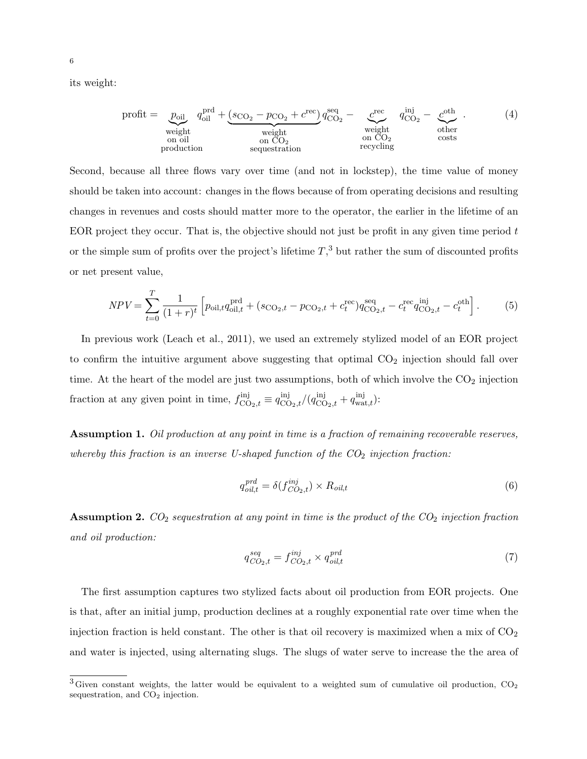its weight:

$$\text{profit} = \underbrace{p_{\text{oil}}}_{\substack{\text{weight}\\ \text{on oil}\\ \text{production}}} q^{\text{prd}}_{\text{oil}} + \underbrace{(s_{\text{CO}_2} - p_{\text{CO}_2} + c^{\text{rec}})}_{\substack{\text{weight}\\ \text{on CO}_2\\ \text{sequestration}}} q^{\text{seq}}_{\text{CO}_2} - \underbrace{c^{\text{rec}}}_{\substack{\text{weight}\\ \text{on CO}_2\\ \text{recycling}}} q^{\text{inj}}_{\text{CO}_2} - \underbrace{c^{\text{oth}}}_{\substack{\text{other}\\ \text{costs}}}. \tag{4}$$

Second, because all three flows vary over time (and not in lockstep), the time value of money should be taken into account: changes in the flows because of from operating decisions and resulting changes in revenues and costs should matter more to the operator, the earlier in the lifetime of an EOR project they occur. That is, the objective should not just be profit in any given time period $t$ or the simple sum of profits over the project's lifetime $T$,[3] but rather the sum of discounted profits or net present value,

$$NPV = \sum_{t=0}^{T} \frac{1}{(1+r)^t} \left[ p_{\text{oil},t} q^{\text{prd}}_{\text{oil},t} + (s_{\text{CO}_2,t} - p_{\text{CO}_2,t} + c^{\text{rec}}_t) q^{\text{seq}}_{\text{CO}_2,t} - c^{\text{rec}}_t q^{\text{inj}}_{\text{CO}_2,t} - c^{\text{oth}}_t \right]. \tag{5}$$

In previous work (Leach et al., 2011), we used an extremely stylized model of an EOR project to confirm the intuitive argument above suggesting that optimal $CO_2$ injection should fall over time. At the heart of the model are just two assumptions, both of which involve the $CO_2$ injection fraction at any given point in time, $f^{\text{inj}}_{\text{CO}_2,t} \equiv q^{\text{inj}}_{\text{CO}_2,t} / (q^{\text{inj}}_{\text{CO}_2,t} + q^{\text{inj}}_{\text{wat},t})$:

**Assumption 1.** *Oil production at any point in time is a fraction of remaining recoverable reserves, whereby this fraction is an inverse U-shaped function of the $CO_2$ injection fraction:*

$$q^{prd}_{oil,t} = \delta(f^{inj}_{CO_2,t}) \times R_{oil,t} \tag{6}$$

**Assumption 2.** *$CO_2$ sequestration at any point in time is the product of the $CO_2$ injection fraction and oil production:*

$$q^{seq}_{CO_2,t} = f^{inj}_{CO_2,t} \times q^{prd}_{oil,t} \tag{7}$$

The first assumption captures two stylized facts about oil production from EOR projects. One is that, after an initial jump, production declines at a roughly exponential rate over time when the injection fraction is held constant. The other is that oil recovery is maximized when a mix of $CO_2$ and water is injected, using alternating slugs. The slugs of water serve to increase the the area of

[3] Given constant weights, the latter would be equivalent to a weighted sum of cumulative oil production, $CO_2$ sequestration, and $CO_2$ injection.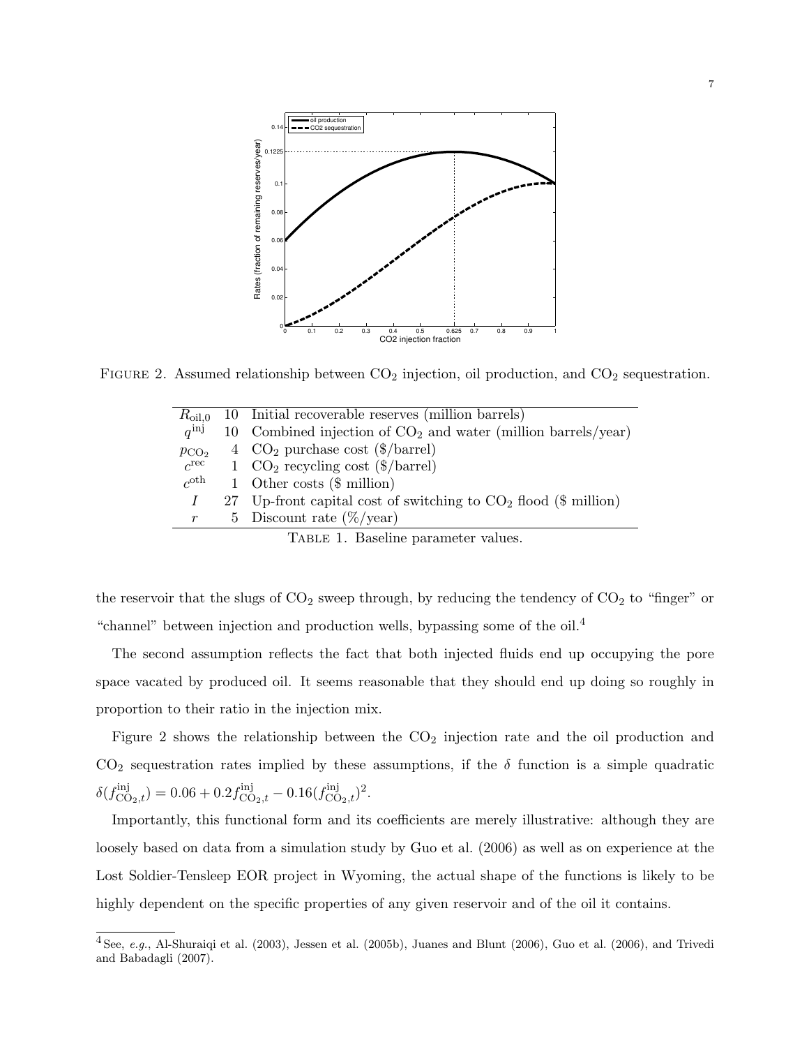FIGURE 2. Assumed relationship between $CO_2$ injection, oil production, and $CO_2$ sequestration.

| | | |
|---|---|---|
| $R_{\text{oil},0}$ | 10 | Initial recoverable reserves (million barrels) |
| $q^{\text{inj}}$ | 10 | Combined injection of $CO_2$ and water (million barrels/year) |
| $p_{CO_2}$ | 4 | $CO_2$ purchase cost ($/barrel) |
| $c^{\text{rec}}$ | 1 | $CO_2$ recycling cost ($/barrel) |
| $c^{\text{oth}}$ | 1 | Other costs ($ million) |
| $I$ | 27 | Up-front capital cost of switching to $CO_2$ flood ($ million) |
| $r$ | 5 | Discount rate (%/year) |

TABLE 1. Baseline parameter values.

the reservoir that the slugs of $CO_2$ sweep through, by reducing the tendency of $CO_2$ to "finger" or "channel" between injection and production wells, bypassing some of the oil.[4]

The second assumption reflects the fact that both injected fluids end up occupying the pore space vacated by produced oil. It seems reasonable that they should end up doing so roughly in proportion to their ratio in the injection mix.

Figure 2 shows the relationship between the $CO_2$ injection rate and the oil production and $CO_2$ sequestration rates implied by these assumptions, if the $\delta$ function is a simple quadratic $\delta(f^{\text{inj}}_{CO_2,t}) = 0.06 + 0.2 f^{\text{inj}}_{CO_2,t} - 0.16 (f^{\text{inj}}_{CO_2,t})^2$.

Importantly, this functional form and its coefficients are merely illustrative: although they are loosely based on data from a simulation study by Guo et al. (2006) as well as on experience at the Lost Soldier-Tensleep EOR project in Wyoming, the actual shape of the functions is likely to be highly dependent on the specific properties of any given reservoir and of the oil it contains.

[4] See, *e.g.*, Al-Shuraiqi et al. (2003), Jessen et al. (2005b), Juanes and Blunt (2006), Guo et al. (2006), and Trivedi and Babadagli (2007).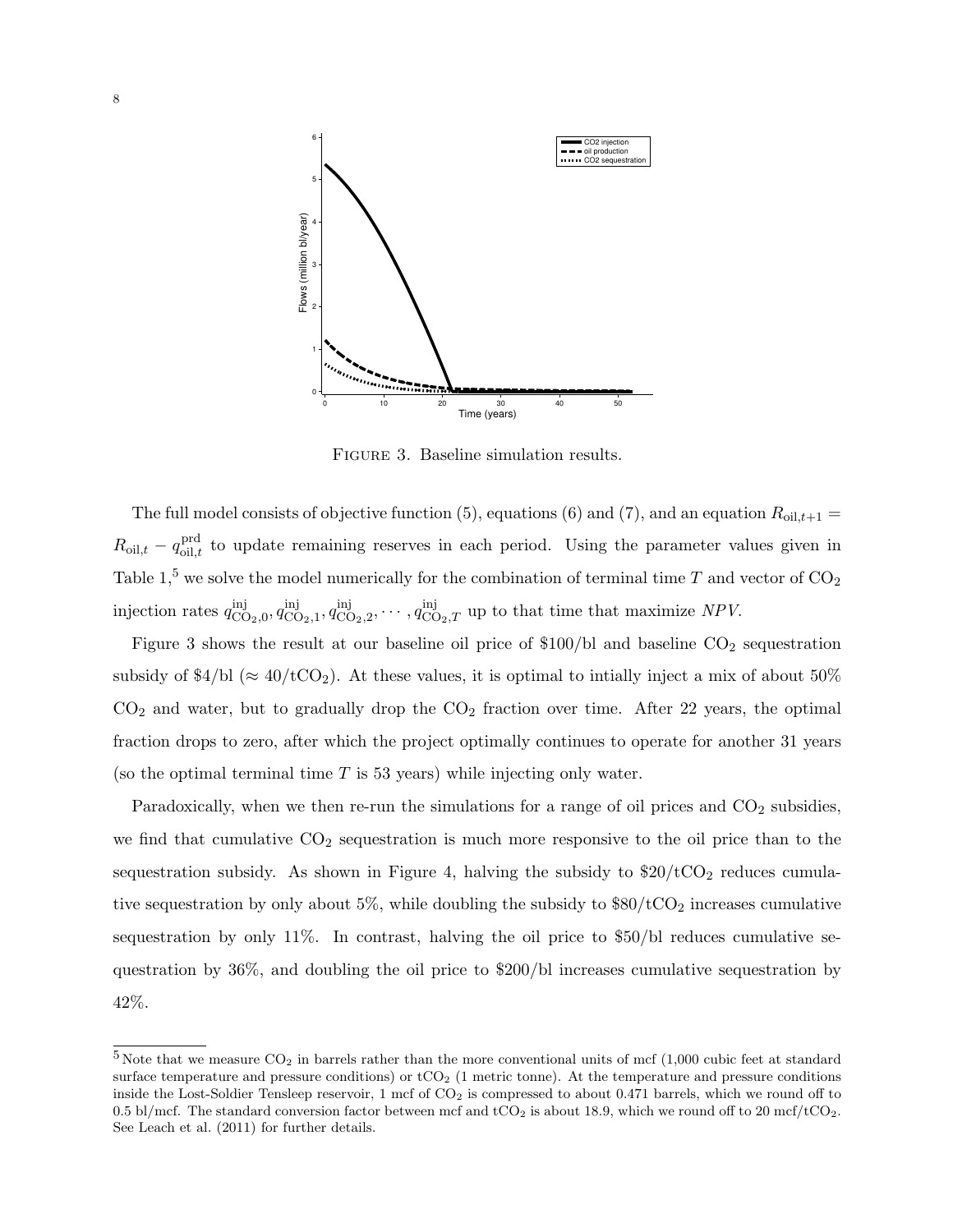FIGURE 3. Baseline simulation results.

The full model consists of objective function (5), equations (6) and (7), and an equation $R_{\text{oil},t+1} = R_{\text{oil},t} - q^{\text{prd}}_{\text{oil},t}$ to update remaining reserves in each period. Using the parameter values given in Table 1,[5] we solve the model numerically for the combination of terminal time $T$ and vector of $CO_2$ injection rates $q^{\text{inj}}_{CO_2,0}, q^{\text{inj}}_{CO_2,1}, q^{\text{inj}}_{CO_2,2}, \cdots, q^{\text{inj}}_{CO_2,T}$ up to that time that maximize *NPV*.

Figure 3 shows the result at our baseline oil price of \$100/bl and baseline $CO_2$ sequestration subsidy of \$4/bl ($\approx 40/tCO_2$). At these values, it is optimal to intially inject a mix of about 50% $CO_2$ and water, but to gradually drop the $CO_2$ fraction over time. After 22 years, the optimal fraction drops to zero, after which the project optimally continues to operate for another 31 years (so the optimal terminal time $T$ is 53 years) while injecting only water.

Paradoxically, when we then re-run the simulations for a range of oil prices and $CO_2$ subsidies, we find that cumulative $CO_2$ sequestration is much more responsive to the oil price than to the sequestration subsidy. As shown in Figure 4, halving the subsidy to \$20/$tCO_2$ reduces cumulative sequestration by only about 5%, while doubling the subsidy to \$80/$tCO_2$ increases cumulative sequestration by only 11%. In contrast, halving the oil price to \$50/bl reduces cumulative sequestration by 36%, and doubling the oil price to \$200/bl increases cumulative sequestration by 42%.

[5] Note that we measure $CO_2$ in barrels rather than the more conventional units of mcf (1,000 cubic feet at standard surface temperature and pressure conditions) or $tCO_2$ (1 metric tonne). At the temperature and pressure conditions inside the Lost-Soldier Tensleep reservoir, 1 mcf of $CO_2$ is compressed to about 0.471 barrels, which we round off to 0.5 bl/mcf. The standard conversion factor between mcf and $tCO_2$ is about 18.9, which we round off to 20 mcf/$tCO_2$. See Leach et al. (2011) for further details.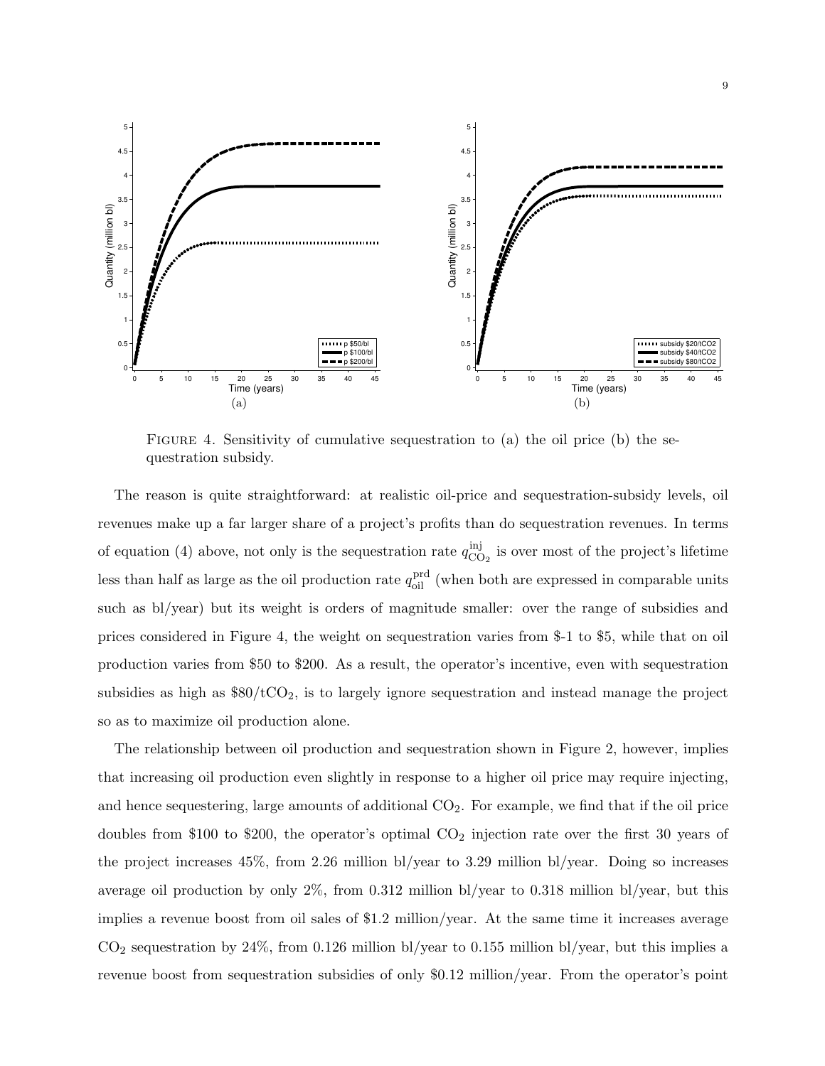FIGURE 4. Sensitivity of cumulative sequestration to (a) the oil price (b) the sequestration subsidy.

The reason is quite straightforward: at realistic oil-price and sequestration-subsidy levels, oil revenues make up a far larger share of a project's profits than do sequestration revenues. In terms of equation (4) above, not only is the sequestration rate $q^{\text{inj}}_{\text{CO}_2}$ is over most of the project's lifetime less than half as large as the oil production rate $q^{\text{prd}}_{\text{oil}}$ (when both are expressed in comparable units such as bl/year) but its weight is orders of magnitude smaller: over the range of subsidies and prices considered in Figure 4, the weight on sequestration varies from \$-1 to \$5, while that on oil production varies from \$50 to \$200. As a result, the operator's incentive, even with sequestration subsidies as high as \$80/t$CO_2$, is to largely ignore sequestration and instead manage the project so as to maximize oil production alone.

The relationship between oil production and sequestration shown in Figure 2, however, implies that increasing oil production even slightly in response to a higher oil price may require injecting, and hence sequestering, large amounts of additional $CO_2$. For example, we find that if the oil price doubles from \$100 to \$200, the operator's optimal $CO_2$ injection rate over the first 30 years of the project increases 45%, from 2.26 million bl/year to 3.29 million bl/year. Doing so increases average oil production by only 2%, from 0.312 million bl/year to 0.318 million bl/year, but this implies a revenue boost from oil sales of \$1.2 million/year. At the same time it increases average $CO_2$ sequestration by 24%, from 0.126 million bl/year to 0.155 million bl/year, but this implies a revenue boost from sequestration subsidies of only \$0.12 million/year. From the operator's point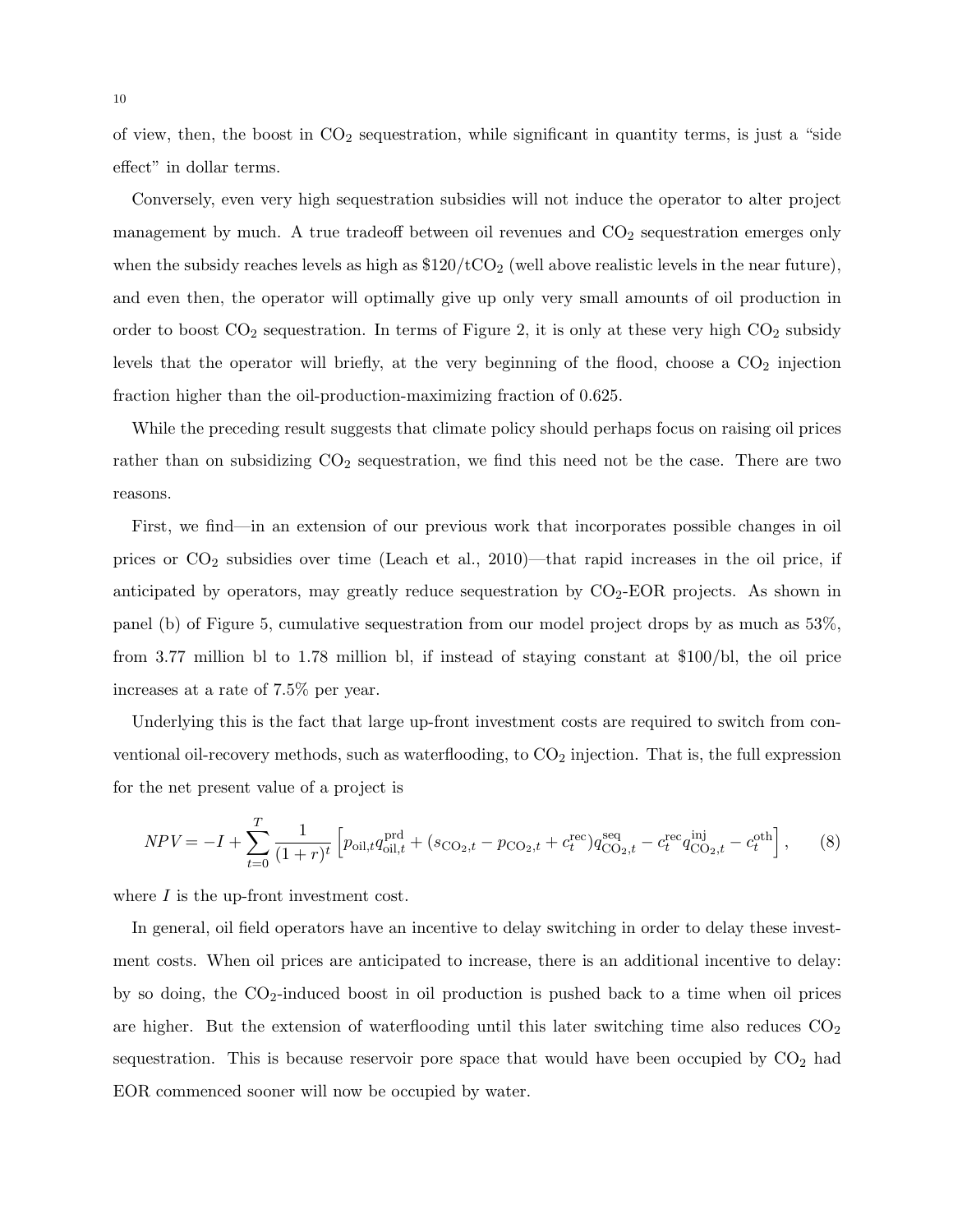of view, then, the boost in $CO_2$ sequestration, while significant in quantity terms, is just a "side effect" in dollar terms.

Conversely, even very high sequestration subsidies will not induce the operator to alter project management by much. A true tradeoff between oil revenues and $CO_2$ sequestration emerges only when the subsidy reaches levels as high as \$120/t$CO_2$ (well above realistic levels in the near future), and even then, the operator will optimally give up only very small amounts of oil production in order to boost $CO_2$ sequestration. In terms of Figure 2, it is only at these very high $CO_2$ subsidy levels that the operator will briefly, at the very beginning of the flood, choose a $CO_2$ injection fraction higher than the oil-production-maximizing fraction of 0.625.

While the preceding result suggests that climate policy should perhaps focus on raising oil prices rather than on subsidizing $CO_2$ sequestration, we find this need not be the case. There are two reasons.

First, we find—in an extension of our previous work that incorporates possible changes in oil prices or $CO_2$ subsidies over time (Leach et al., 2010)—that rapid increases in the oil price, if anticipated by operators, may greatly reduce sequestration by $CO_2$-EOR projects. As shown in panel (b) of Figure 5, cumulative sequestration from our model project drops by as much as 53%, from 3.77 million bl to 1.78 million bl, if instead of staying constant at \$100/bl, the oil price increases at a rate of 7.5% per year.

Underlying this is the fact that large up-front investment costs are required to switch from conventional oil-recovery methods, such as waterflooding, to $CO_2$ injection. That is, the full expression for the net present value of a project is

$$NPV = -I + \sum_{t=0}^{T} \frac{1}{(1+r)^t} \left[ p_{\text{oil},t} q_{\text{oil},t}^{\text{prd}} + (s_{\text{CO}_2,t} - p_{\text{CO}_2,t} + c_t^{\text{rec}}) q_{\text{CO}_2,t}^{\text{seq}} - c_t^{\text{rec}} q_{\text{CO}_2,t}^{\text{inj}} - c_t^{\text{oth}} \right], \tag{8}$$

where $I$ is the up-front investment cost.

In general, oil field operators have an incentive to delay switching in order to delay these investment costs. When oil prices are anticipated to increase, there is an additional incentive to delay: by so doing, the $CO_2$-induced boost in oil production is pushed back to a time when oil prices are higher. But the extension of waterflooding until this later switching time also reduces $CO_2$ sequestration. This is because reservoir pore space that would have been occupied by $CO_2$ had EOR commenced sooner will now be occupied by water.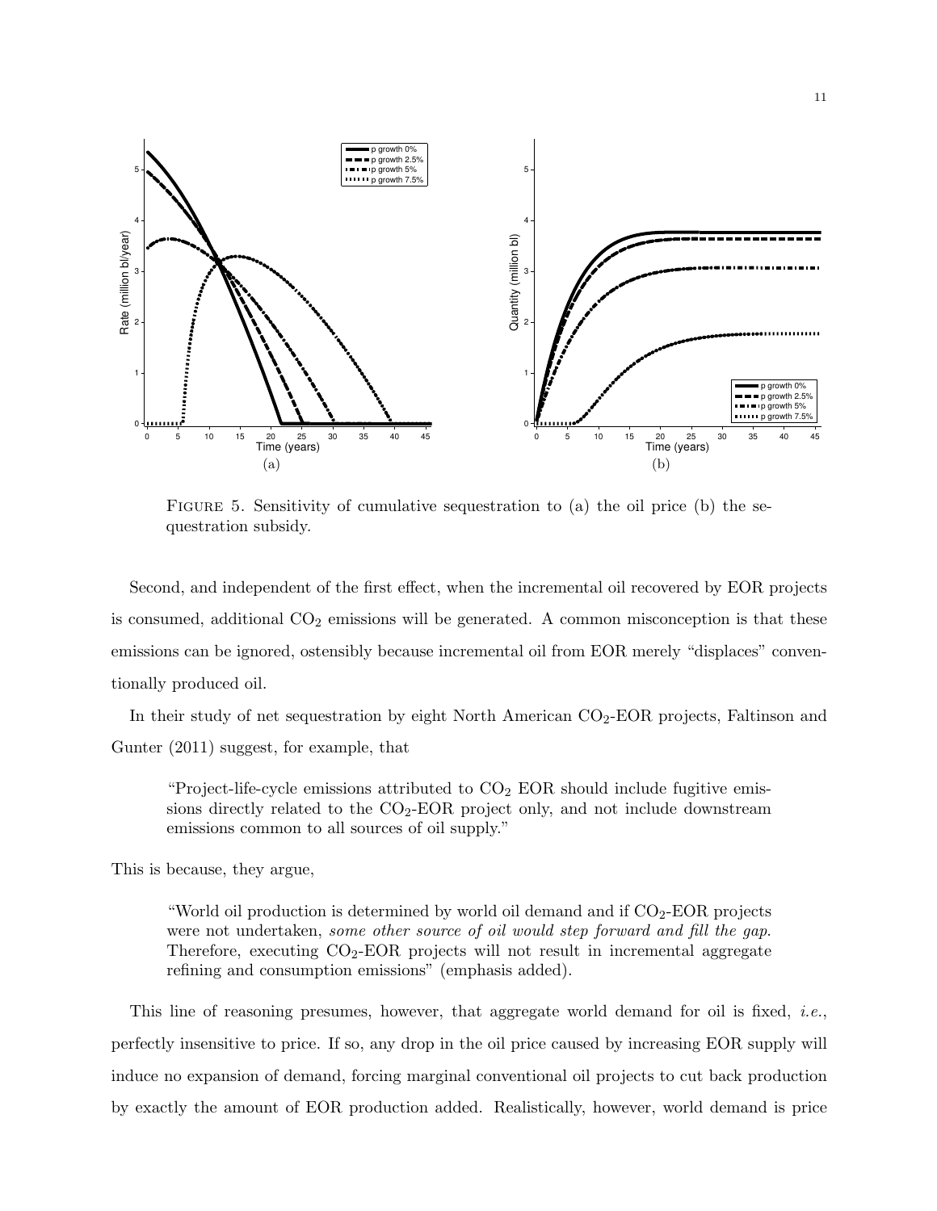Figure 5. Sensitivity of cumulative sequestration to (a) the oil price (b) the sequestration subsidy.

Second, and independent of the first effect, when the incremental oil recovered by EOR projects is consumed, additional $CO_2$ emissions will be generated. A common misconception is that these emissions can be ignored, ostensibly because incremental oil from EOR merely "displaces" conventionally produced oil.

In their study of net sequestration by eight North American $CO_2$-EOR projects, Faltinson and Gunter (2011) suggest, for example, that

> "Project-life-cycle emissions attributed to $CO_2$ EOR should include fugitive emissions directly related to the $CO_2$-EOR project only, and not include downstream emissions common to all sources of oil supply."

This is because, they argue,

> "World oil production is determined by world oil demand and if $CO_2$-EOR projects were not undertaken, *some other source of oil would step forward and fill the gap*. Therefore, executing $CO_2$-EOR projects will not result in incremental aggregate refining and consumption emissions" (emphasis added).

This line of reasoning presumes, however, that aggregate world demand for oil is fixed, *i.e.*, perfectly insensitive to price. If so, any drop in the oil price caused by increasing EOR supply will induce no expansion of demand, forcing marginal conventional oil projects to cut back production by exactly the amount of EOR production added. Realistically, however, world demand is price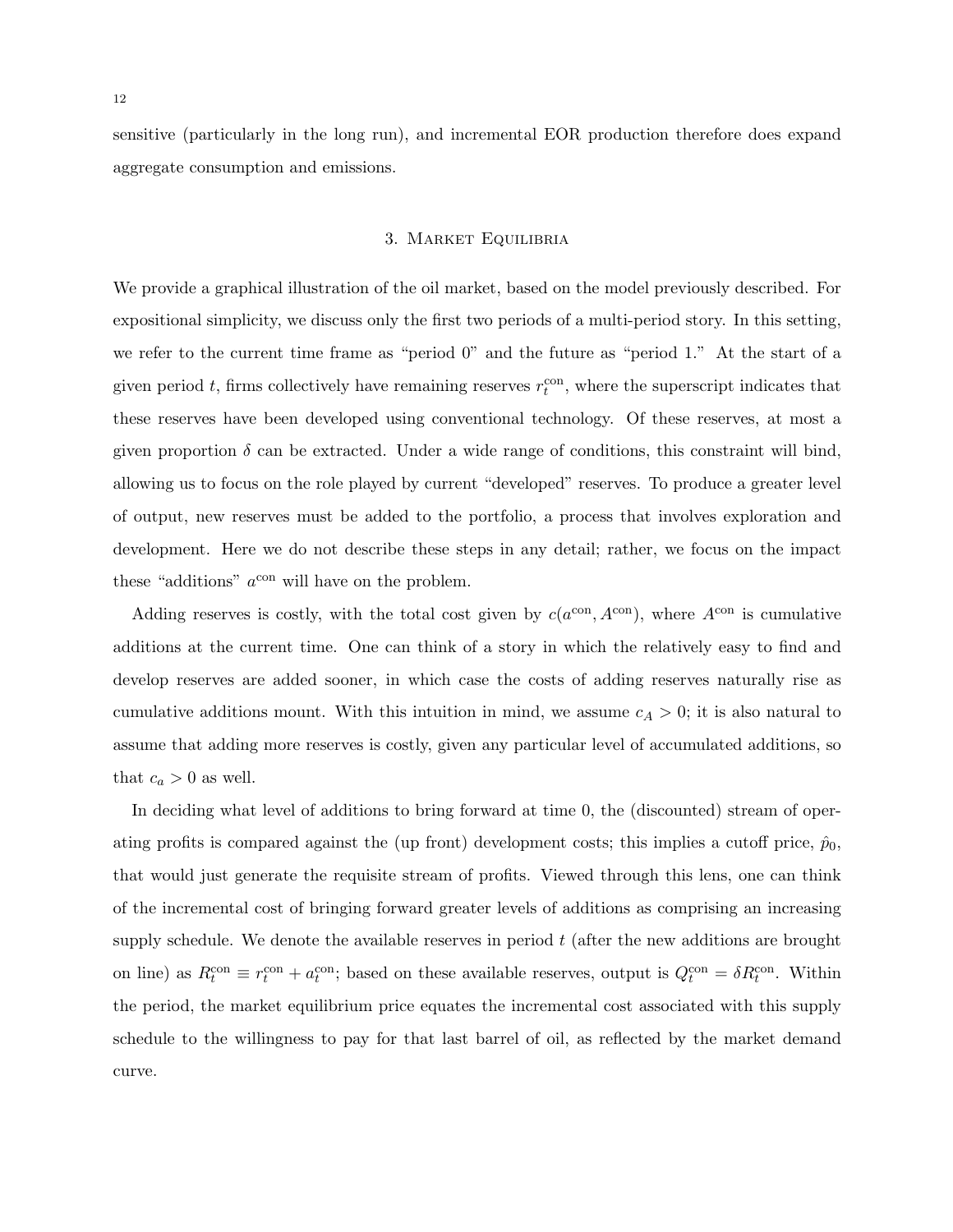sensitive (particularly in the long run), and incremental EOR production therefore does expand aggregate consumption and emissions.

## 3. Market Equilibria

We provide a graphical illustration of the oil market, based on the model previously described. For expositional simplicity, we discuss only the first two periods of a multi-period story. In this setting, we refer to the current time frame as "period 0" and the future as "period 1." At the start of a given period $t$, firms collectively have remaining reserves $r_t^{\text{con}}$, where the superscript indicates that these reserves have been developed using conventional technology. Of these reserves, at most a given proportion $\delta$ can be extracted. Under a wide range of conditions, this constraint will bind, allowing us to focus on the role played by current "developed" reserves. To produce a greater level of output, new reserves must be added to the portfolio, a process that involves exploration and development. Here we do not describe these steps in any detail; rather, we focus on the impact these "additions" $a^{\text{con}}$ will have on the problem.

Adding reserves is costly, with the total cost given by $c(a^{\text{con}}, A^{\text{con}})$, where $A^{\text{con}}$ is cumulative additions at the current time. One can think of a story in which the relatively easy to find and develop reserves are added sooner, in which case the costs of adding reserves naturally rise as cumulative additions mount. With this intuition in mind, we assume $c_A > 0$; it is also natural to assume that adding more reserves is costly, given any particular level of accumulated additions, so that $c_a > 0$ as well.

In deciding what level of additions to bring forward at time 0, the (discounted) stream of operating profits is compared against the (up front) development costs; this implies a cutoff price, $\hat{p}_0$, that would just generate the requisite stream of profits. Viewed through this lens, one can think of the incremental cost of bringing forward greater levels of additions as comprising an increasing supply schedule. We denote the available reserves in period $t$ (after the new additions are brought on line) as $R_t^{\text{con}} \equiv r_t^{\text{con}} + a_t^{\text{con}}$; based on these available reserves, output is $Q_t^{\text{con}} = \delta R_t^{\text{con}}$. Within the period, the market equilibrium price equates the incremental cost associated with this supply schedule to the willingness to pay for that last barrel of oil, as reflected by the market demand curve.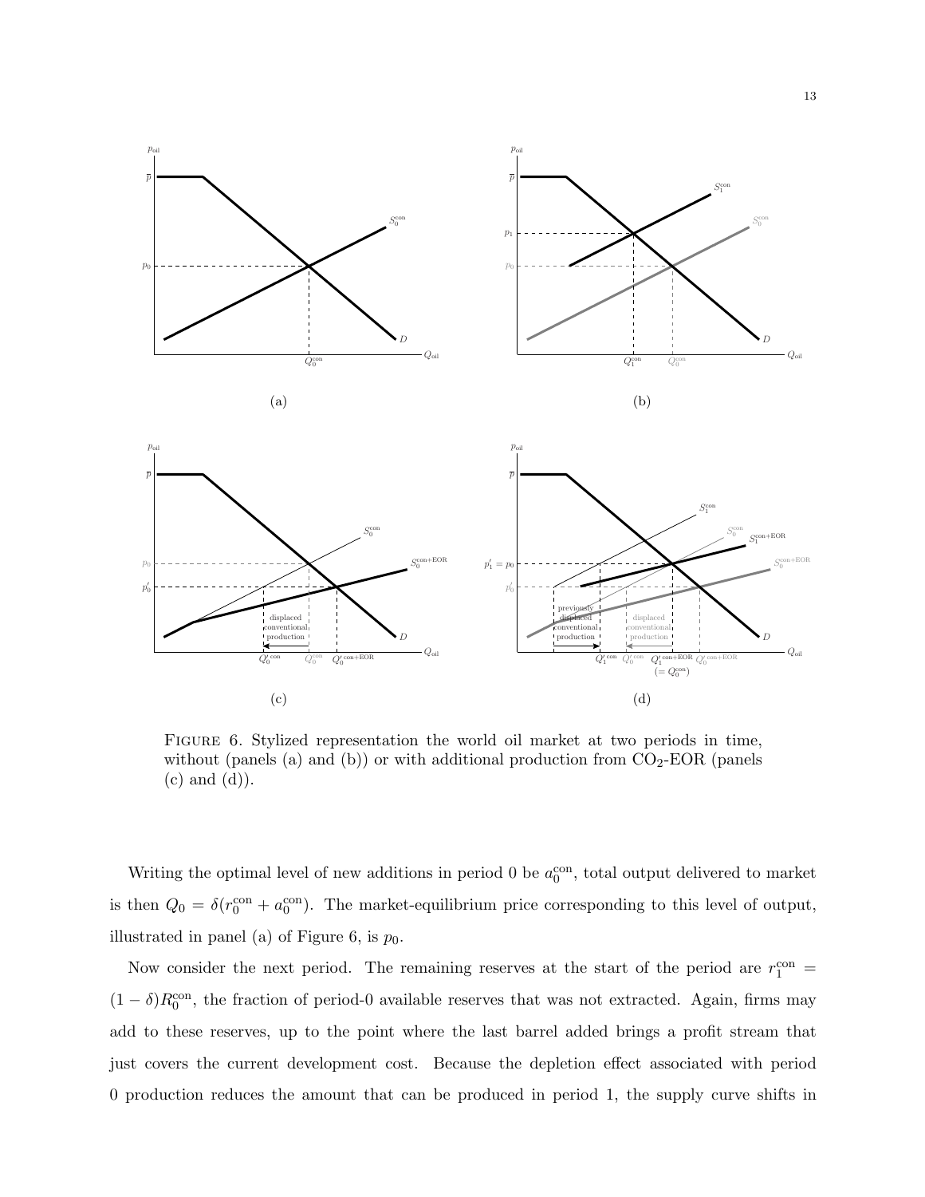FIGURE 6. Stylized representation the world oil market at two periods in time, without (panels (a) and (b)) or with additional production from $CO_2$-EOR (panels (c) and (d)).

Writing the optimal level of new additions in period 0 be $a_0^{\text{con}}$, total output delivered to market is then $Q_0 = \delta(r_0^{\text{con}} + a_0^{\text{con}})$. The market-equilibrium price corresponding to this level of output, illustrated in panel (a) of Figure 6, is $p_0$.

Now consider the next period. The remaining reserves at the start of the period are $r_1^{\text{con}} = (1 - \delta)R_0^{\text{con}}$, the fraction of period-0 available reserves that was not extracted. Again, firms may add to these reserves, up to the point where the last barrel added brings a profit stream that just covers the current development cost. Because the depletion effect associated with period 0 production reduces the amount that can be produced in period 1, the supply curve shifts in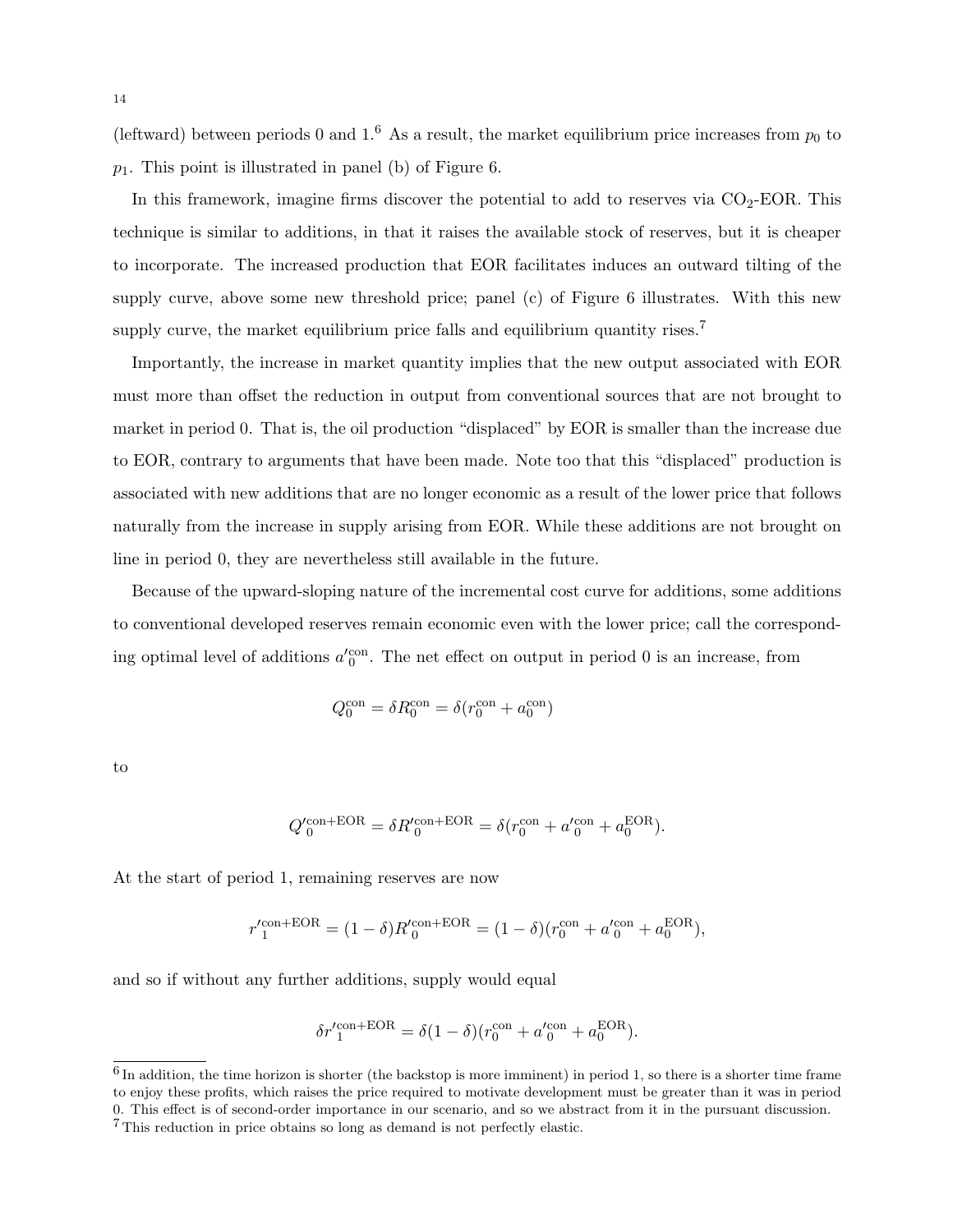(leftward) between periods 0 and 1.[6] As a result, the market equilibrium price increases from $p_0$ to $p_1$. This point is illustrated in panel (b) of Figure 6.

In this framework, imagine firms discover the potential to add to reserves via $CO_2$-EOR. This technique is similar to additions, in that it raises the available stock of reserves, but it is cheaper to incorporate. The increased production that EOR facilitates induces an outward tilting of the supply curve, above some new threshold price; panel (c) of Figure 6 illustrates. With this new supply curve, the market equilibrium price falls and equilibrium quantity rises.[7]

Importantly, the increase in market quantity implies that the new output associated with EOR must more than offset the reduction in output from conventional sources that are not brought to market in period 0. That is, the oil production "displaced" by EOR is smaller than the increase due to EOR, contrary to arguments that have been made. Note too that this "displaced" production is associated with new additions that are no longer economic as a result of the lower price that follows naturally from the increase in supply arising from EOR. While these additions are not brought on line in period 0, they are nevertheless still available in the future.

Because of the upward-sloping nature of the incremental cost curve for additions, some additions to conventional developed reserves remain economic even with the lower price; call the corresponding optimal level of additions $a_0'^{\text{con}}$. The net effect on output in period 0 is an increase, from

$$Q_0^{\text{con}} = \delta R_0^{\text{con}} = \delta(r_0^{\text{con}} + a_0^{\text{con}})$$

to

$$Q_0'^{\text{con+EOR}} = \delta R_0'^{\text{con+EOR}} = \delta(r_0^{\text{con}} + a_0'^{\text{con}} + a_0^{\text{EOR}}).$$

At the start of period 1, remaining reserves are now

$$r_1'^{\text{con+EOR}} = (1-\delta)R_0'^{\text{con+EOR}} = (1-\delta)(r_0^{\text{con}} + a_0'^{\text{con}} + a_0^{\text{EOR}}),$$

and so if without any further additions, supply would equal

$$\delta r_1'^{\text{con+EOR}} = \delta(1-\delta)(r_0^{\text{con}} + a_0'^{\text{con}} + a_0^{\text{EOR}}).$$

[6] In addition, the time horizon is shorter (the backstop is more imminent) in period 1, so there is a shorter time frame to enjoy these profits, which raises the price required to motivate development must be greater than it was in period 0. This effect is of second-order importance in our scenario, and so we abstract from it in the pursuant discussion.

[7] This reduction in price obtains so long as demand is not perfectly elastic.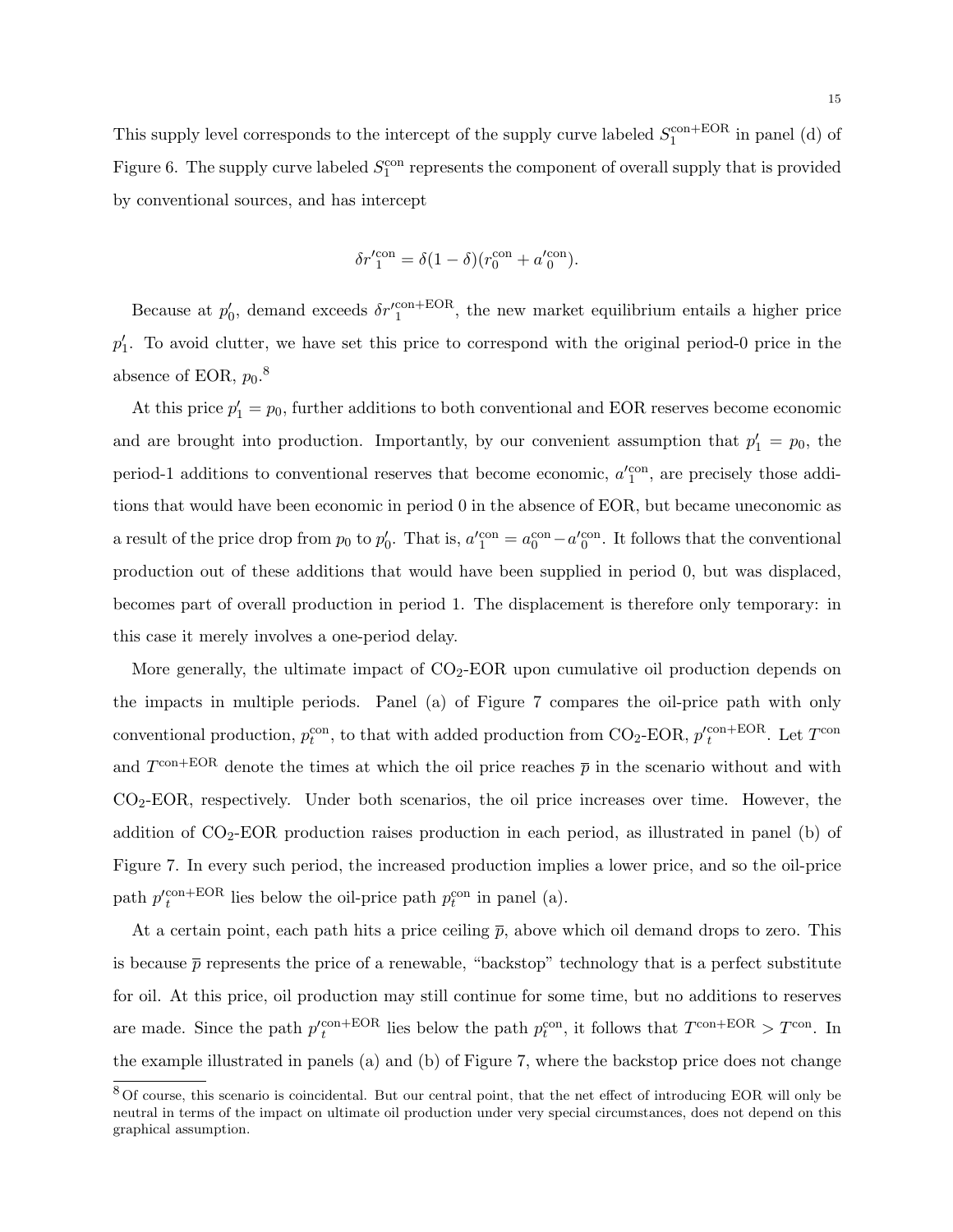This supply level corresponds to the intercept of the supply curve labeled $S_1^{\text{con+EOR}}$ in panel (d) of Figure 6. The supply curve labeled $S_1^{\text{con}}$ represents the component of overall supply that is provided by conventional sources, and has intercept

$$\delta r'^{\text{con}}_1 = \delta(1-\delta)(r_0^{\text{con}} + a'^{\text{con}}_0).$$

Because at $p'_0$, demand exceeds $\delta r'^{\text{con+EOR}}_1$, the new market equilibrium entails a higher price $p'_1$. To avoid clutter, we have set this price to correspond with the original period-0 price in the absence of EOR, $p_0$.[8]

At this price $p'_1 = p_0$, further additions to both conventional and EOR reserves become economic and are brought into production. Importantly, by our convenient assumption that $p'_1 = p_0$, the period-1 additions to conventional reserves that become economic, $a'^{\text{con}}_1$, are precisely those additions that would have been economic in period 0 in the absence of EOR, but became uneconomic as a result of the price drop from $p_0$ to $p'_0$. That is, $a'^{\text{con}}_1 = a_0^{\text{con}} - a'^{\text{con}}_0$. It follows that the conventional production out of these additions that would have been supplied in period 0, but was displaced, becomes part of overall production in period 1. The displacement is therefore only temporary: in this case it merely involves a one-period delay.

More generally, the ultimate impact of $CO_2$-EOR upon cumulative oil production depends on the impacts in multiple periods. Panel (a) of Figure 7 compares the oil-price path with only conventional production, $p_t^{\text{con}}$, to that with added production from $CO_2$-EOR, $p'^{\text{con+EOR}}_t$. Let $T^{\text{con}}$ and $T^{\text{con+EOR}}$ denote the times at which the oil price reaches $\overline{p}$ in the scenario without and with $CO_2$-EOR, respectively. Under both scenarios, the oil price increases over time. However, the addition of $CO_2$-EOR production raises production in each period, as illustrated in panel (b) of Figure 7. In every such period, the increased production implies a lower price, and so the oil-price path $p'^{\text{con+EOR}}_t$ lies below the oil-price path $p_t^{\text{con}}$ in panel (a).

At a certain point, each path hits a price ceiling $\overline{p}$, above which oil demand drops to zero. This is because $\overline{p}$ represents the price of a renewable, "backstop" technology that is a perfect substitute for oil. At this price, oil production may still continue for some time, but no additions to reserves are made. Since the path $p'^{\text{con+EOR}}_t$ lies below the path $p_t^{\text{con}}$, it follows that $T^{\text{con+EOR}} > T^{\text{con}}$. In the example illustrated in panels (a) and (b) of Figure 7, where the backstop price does not change

[8] Of course, this scenario is coincidental. But our central point, that the net effect of introducing EOR will only be neutral in terms of the impact on ultimate oil production under very special circumstances, does not depend on this graphical assumption.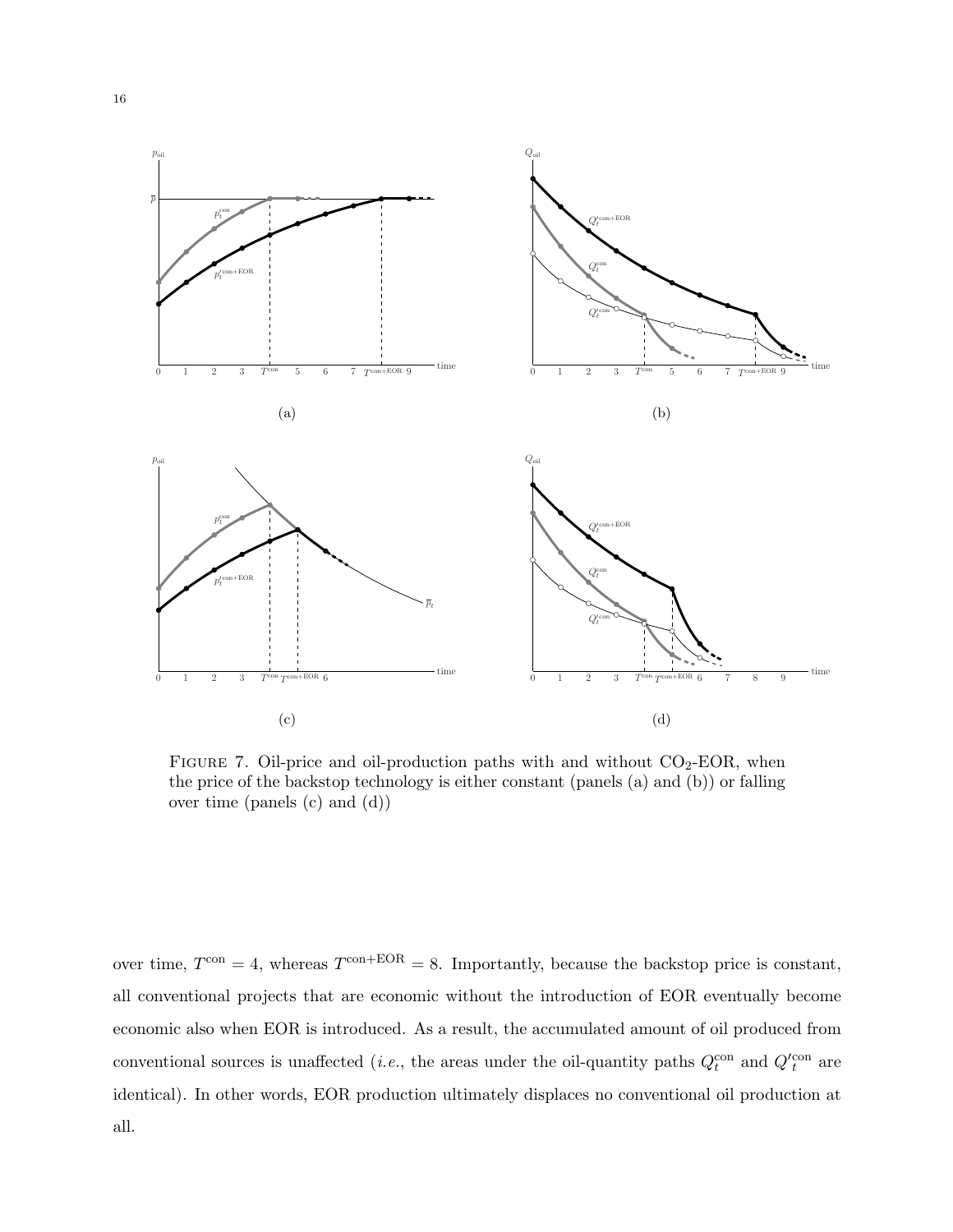FIGURE 7. Oil-price and oil-production paths with and without $CO_2$-EOR, when the price of the backstop technology is either constant (panels (a) and (b)) or falling over time (panels (c) and (d))

over time, $T^{\text{con}} = 4$, whereas $T^{\text{con+EOR}} = 8$. Importantly, because the backstop price is constant, all conventional projects that are economic without the introduction of EOR eventually become economic also when EOR is introduced. As a result, the accumulated amount of oil produced from conventional sources is unaffected (*i.e.*, the areas under the oil-quantity paths $Q_t^{\text{con}}$ and $Q_t'^{\text{con}}$ are identical). In other words, EOR production ultimately displaces no conventional oil production at all.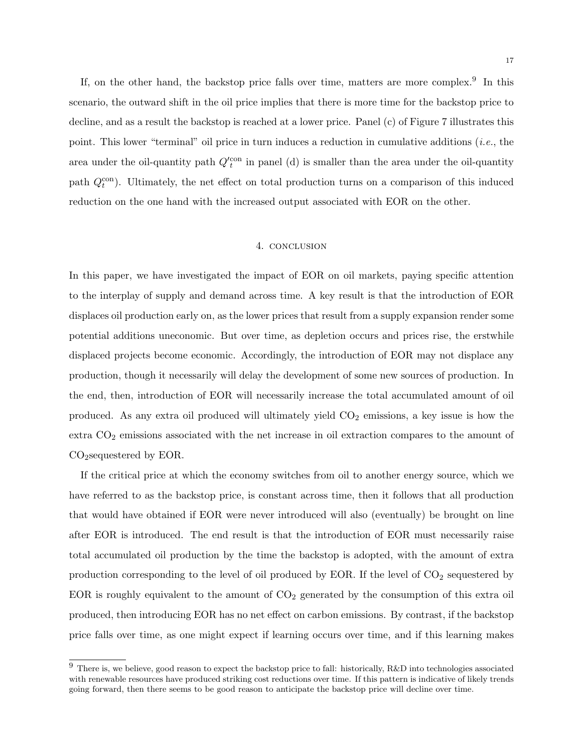If, on the other hand, the backstop price falls over time, matters are more complex.[9] In this scenario, the outward shift in the oil price implies that there is more time for the backstop price to decline, and as a result the backstop is reached at a lower price. Panel (c) of Figure 7 illustrates this point. This lower "terminal" oil price in turn induces a reduction in cumulative additions (*i.e.*, the area under the oil-quantity path $Q_t'^{\text{con}}$ in panel (d) is smaller than the area under the oil-quantity path $Q_t^{\text{con}}$). Ultimately, the net effect on total production turns on a comparison of this induced reduction on the one hand with the increased output associated with EOR on the other.

## 4. Conclusion

In this paper, we have investigated the impact of EOR on oil markets, paying specific attention to the interplay of supply and demand across time. A key result is that the introduction of EOR displaces oil production early on, as the lower prices that result from a supply expansion render some potential additions uneconomic. But over time, as depletion occurs and prices rise, the erstwhile displaced projects become economic. Accordingly, the introduction of EOR may not displace any production, though it necessarily will delay the development of some new sources of production. In the end, then, introduction of EOR will necessarily increase the total accumulated amount of oil produced. As any extra oil produced will ultimately yield $CO_2$ emissions, a key issue is how the extra $CO_2$ emissions associated with the net increase in oil extraction compares to the amount of $CO_2$sequestered by EOR.

If the critical price at which the economy switches from oil to another energy source, which we have referred to as the backstop price, is constant across time, then it follows that all production that would have obtained if EOR were never introduced will also (eventually) be brought on line after EOR is introduced. The end result is that the introduction of EOR must necessarily raise total accumulated oil production by the time the backstop is adopted, with the amount of extra production corresponding to the level of oil produced by EOR. If the level of $CO_2$ sequestered by EOR is roughly equivalent to the amount of $CO_2$ generated by the consumption of this extra oil produced, then introducing EOR has no net effect on carbon emissions. By contrast, if the backstop price falls over time, as one might expect if learning occurs over time, and if this learning makes

[9] There is, we believe, good reason to expect the backstop price to fall: historically, R&D into technologies associated with renewable resources have produced striking cost reductions over time. If this pattern is indicative of likely trends going forward, then there seems to be good reason to anticipate the backstop price will decline over time.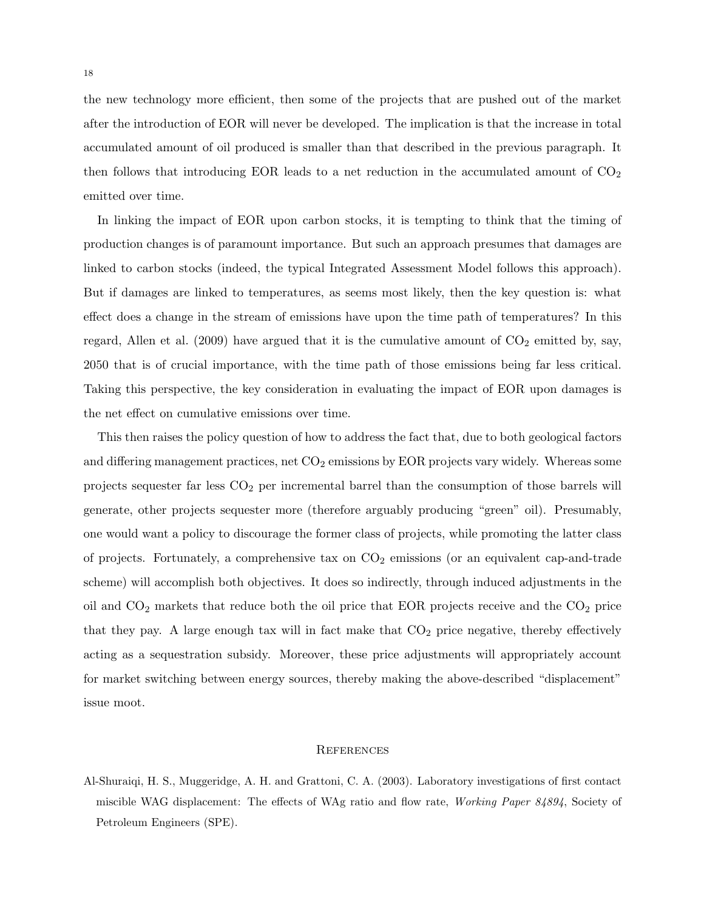the new technology more efficient, then some of the projects that are pushed out of the market after the introduction of EOR will never be developed. The implication is that the increase in total accumulated amount of oil produced is smaller than that described in the previous paragraph. It then follows that introducing EOR leads to a net reduction in the accumulated amount of $CO_2$ emitted over time.

In linking the impact of EOR upon carbon stocks, it is tempting to think that the timing of production changes is of paramount importance. But such an approach presumes that damages are linked to carbon stocks (indeed, the typical Integrated Assessment Model follows this approach). But if damages are linked to temperatures, as seems most likely, then the key question is: what effect does a change in the stream of emissions have upon the time path of temperatures? In this regard, Allen et al. (2009) have argued that it is the cumulative amount of $CO_2$ emitted by, say, 2050 that is of crucial importance, with the time path of those emissions being far less critical. Taking this perspective, the key consideration in evaluating the impact of EOR upon damages is the net effect on cumulative emissions over time.

This then raises the policy question of how to address the fact that, due to both geological factors and differing management practices, net $CO_2$ emissions by EOR projects vary widely. Whereas some projects sequester far less $CO_2$ per incremental barrel than the consumption of those barrels will generate, other projects sequester more (therefore arguably producing "green" oil). Presumably, one would want a policy to discourage the former class of projects, while promoting the latter class of projects. Fortunately, a comprehensive tax on $CO_2$ emissions (or an equivalent cap-and-trade scheme) will accomplish both objectives. It does so indirectly, through induced adjustments in the oil and $CO_2$ markets that reduce both the oil price that EOR projects receive and the $CO_2$ price that they pay. A large enough tax will in fact make that $CO_2$ price negative, thereby effectively acting as a sequestration subsidy. Moreover, these price adjustments will appropriately account for market switching between energy sources, thereby making the above-described "displacement" issue moot.

## References

Al-Shuraiqi, H. S., Muggeridge, A. H. and Grattoni, C. A. (2003). Laboratory investigations of first contact miscible WAG displacement: The effects of WAg ratio and flow rate, *Working Paper 84894*, Society of Petroleum Engineers (SPE).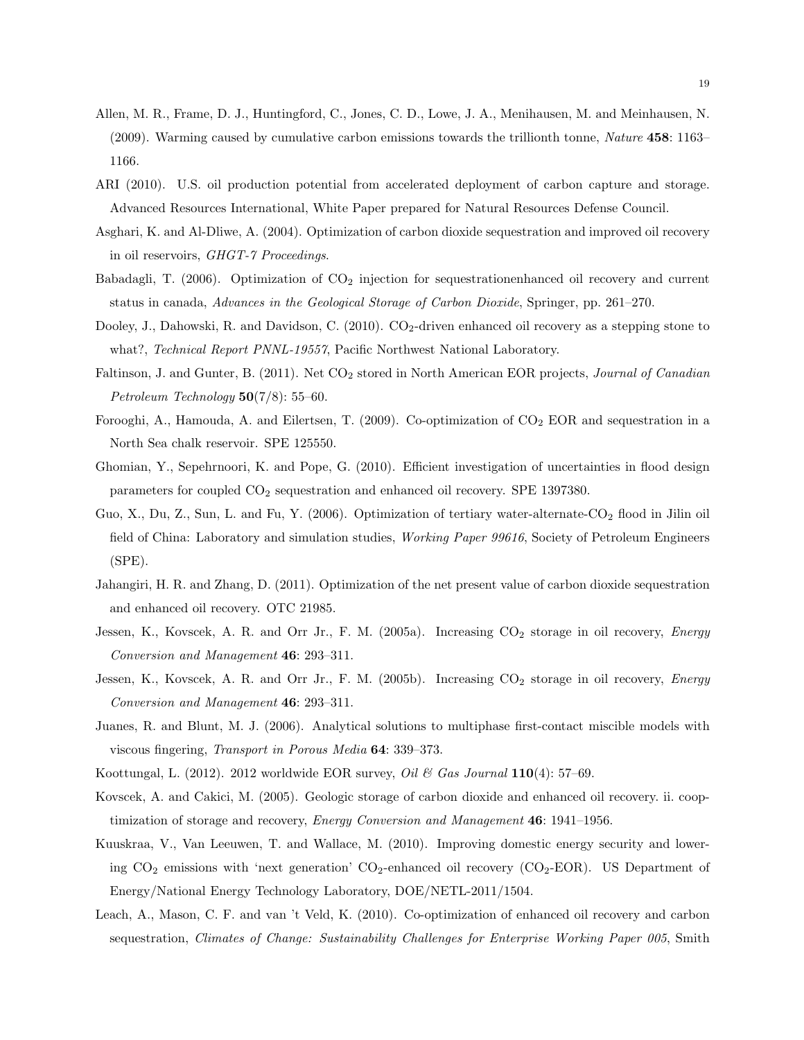Allen, M. R., Frame, D. J., Huntingford, C., Jones, C. D., Lowe, J. A., Menihausen, M. and Meinhausen, N. (2009). Warming caused by cumulative carbon emissions towards the trillionth tonne, *Nature* **458**: 1163–1166.

ARI (2010). U.S. oil production potential from accelerated deployment of carbon capture and storage. Advanced Resources International, White Paper prepared for Natural Resources Defense Council.

Asghari, K. and Al-Dliwe, A. (2004). Optimization of carbon dioxide sequestration and improved oil recovery in oil reservoirs, *GHGT-7 Proceedings*.

Babadagli, T. (2006). Optimization of $CO_2$ injection for sequestrationenhanced oil recovery and current status in canada, *Advances in the Geological Storage of Carbon Dioxide*, Springer, pp. 261–270.

Dooley, J., Dahowski, R. and Davidson, C. (2010). $CO_2$-driven enhanced oil recovery as a stepping stone to what?, *Technical Report PNNL-19557*, Pacific Northwest National Laboratory.

Faltinson, J. and Gunter, B. (2011). Net $CO_2$ stored in North American EOR projects, *Journal of Canadian Petroleum Technology* **50**(7/8): 55–60.

Forooghi, A., Hamouda, A. and Eilertsen, T. (2009). Co-optimization of $CO_2$ EOR and sequestration in a North Sea chalk reservoir. SPE 125550.

Ghomian, Y., Sepehrnoori, K. and Pope, G. (2010). Efficient investigation of uncertainties in flood design parameters for coupled $CO_2$ sequestration and enhanced oil recovery. SPE 1397380.

Guo, X., Du, Z., Sun, L. and Fu, Y. (2006). Optimization of tertiary water-alternate-$CO_2$ flood in Jilin oil field of China: Laboratory and simulation studies, *Working Paper 99616*, Society of Petroleum Engineers (SPE).

Jahangiri, H. R. and Zhang, D. (2011). Optimization of the net present value of carbon dioxide sequestration and enhanced oil recovery. OTC 21985.

Jessen, K., Kovscek, A. R. and Orr Jr., F. M. (2005a). Increasing $CO_2$ storage in oil recovery, *Energy Conversion and Management* **46**: 293–311.

Jessen, K., Kovscek, A. R. and Orr Jr., F. M. (2005b). Increasing $CO_2$ storage in oil recovery, *Energy Conversion and Management* **46**: 293–311.

Juanes, R. and Blunt, M. J. (2006). Analytical solutions to multiphase first-contact miscible models with viscous fingering, *Transport in Porous Media* **64**: 339–373.

Koottungal, L. (2012). 2012 worldwide EOR survey, *Oil & Gas Journal* **110**(4): 57–69.

Kovscek, A. and Cakici, M. (2005). Geologic storage of carbon dioxide and enhanced oil recovery. ii. cooptimization of storage and recovery, *Energy Conversion and Management* **46**: 1941–1956.

Kuuskraa, V., Van Leeuwen, T. and Wallace, M. (2010). Improving domestic energy security and lowering $CO_2$ emissions with 'next generation' $CO_2$-enhanced oil recovery ($CO_2$-EOR). US Department of Energy/National Energy Technology Laboratory, DOE/NETL-2011/1504.

Leach, A., Mason, C. F. and van 't Veld, K. (2010). Co-optimization of enhanced oil recovery and carbon sequestration, *Climates of Change: Sustainability Challenges for Enterprise Working Paper 005*, Smith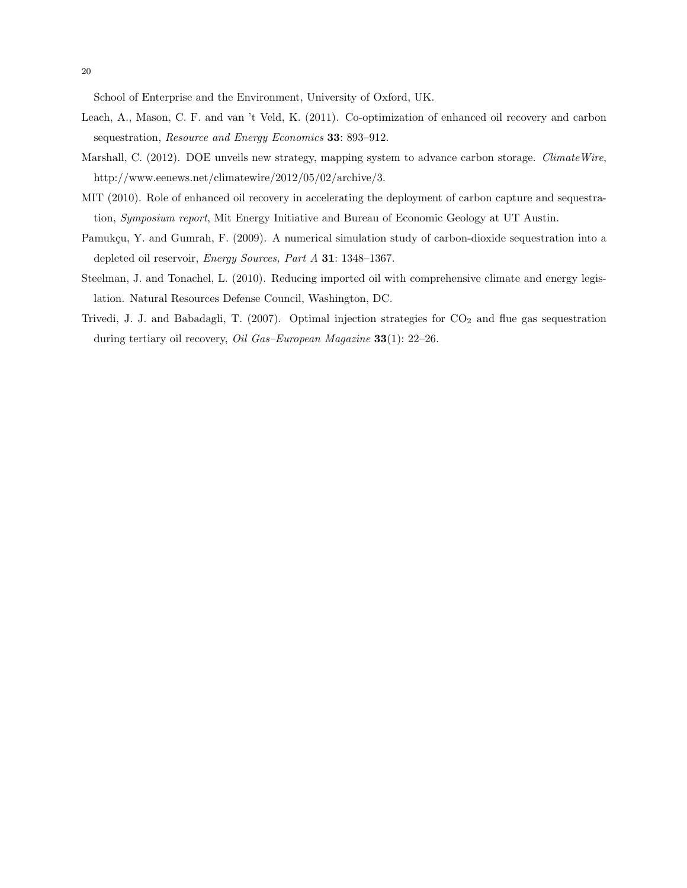School of Enterprise and the Environment, University of Oxford, UK.

Leach, A., Mason, C. F. and van 't Veld, K. (2011). Co-optimization of enhanced oil recovery and carbon sequestration, *Resource and Energy Economics* **33**: 893–912.

Marshall, C. (2012). DOE unveils new strategy, mapping system to advance carbon storage. *ClimateWire*, http://www.eenews.net/climatewire/2012/05/02/archive/3.

MIT (2010). Role of enhanced oil recovery in accelerating the deployment of carbon capture and sequestration, *Symposium report*, Mit Energy Initiative and Bureau of Economic Geology at UT Austin.

Pamukçu, Y. and Gumrah, F. (2009). A numerical simulation study of carbon-dioxide sequestration into a depleted oil reservoir, *Energy Sources, Part A* **31**: 1348–1367.

Steelman, J. and Tonachel, L. (2010). Reducing imported oil with comprehensive climate and energy legislation. Natural Resources Defense Council, Washington, DC.

Trivedi, J. J. and Babadagli, T. (2007). Optimal injection strategies for $CO_2$ and flue gas sequestration during tertiary oil recovery, *Oil Gas–European Magazine* **33**(1): 22–26.